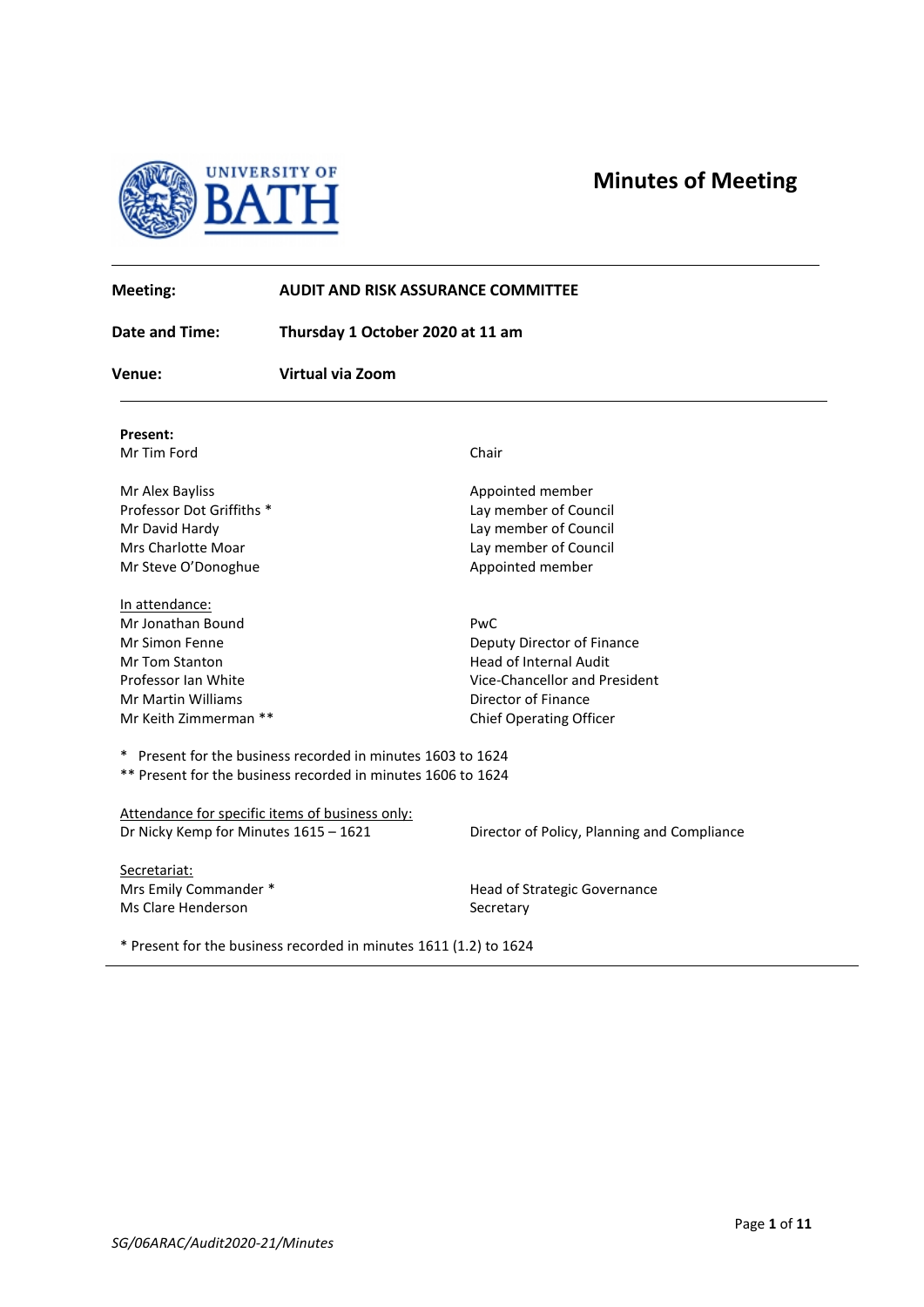UNIVERSITY OF BATH

# Minutes of Meeting

| | |
|---|---|
| **Meeting:** | **AUDIT AND RISK ASSURANCE COMMITTEE** |
| **Date and Time:** | **Thursday 1 October 2020 at 11 am** |
| **Venue:** | **Virtual via Zoom** |

**Present:**

| | |
|---|---|
| Mr Tim Ford | Chair |
| Mr Alex Bayliss | Appointed member |
| Professor Dot Griffiths * | Lay member of Council |
| Mr David Hardy | Lay member of Council |
| Mrs Charlotte Moar | Lay member of Council |
| Mr Steve O'Donoghue | Appointed member |

In attendance:

| | |
|---|---|
| Mr Jonathan Bound | PwC |
| Mr Simon Fenne | Deputy Director of Finance |
| Mr Tom Stanton | Head of Internal Audit |
| Professor Ian White | Vice-Chancellor and President |
| Mr Martin Williams | Director of Finance |
| Mr Keith Zimmerman ** | Chief Operating Officer |

\* Present for the business recorded in minutes 1603 to 1624
\** Present for the business recorded in minutes 1606 to 1624

Attendance for specific items of business only:

| | |
|---|---|
| Dr Nicky Kemp for Minutes 1615 – 1621 | Director of Policy, Planning and Compliance |

Secretariat:

| | |
|---|---|
| Mrs Emily Commander * | Head of Strategic Governance |
| Ms Clare Henderson | Secretary |

\* Present for the business recorded in minutes 1611 (1.2) to 1624

*SG/06ARAC/Audit2020-21/Minutes*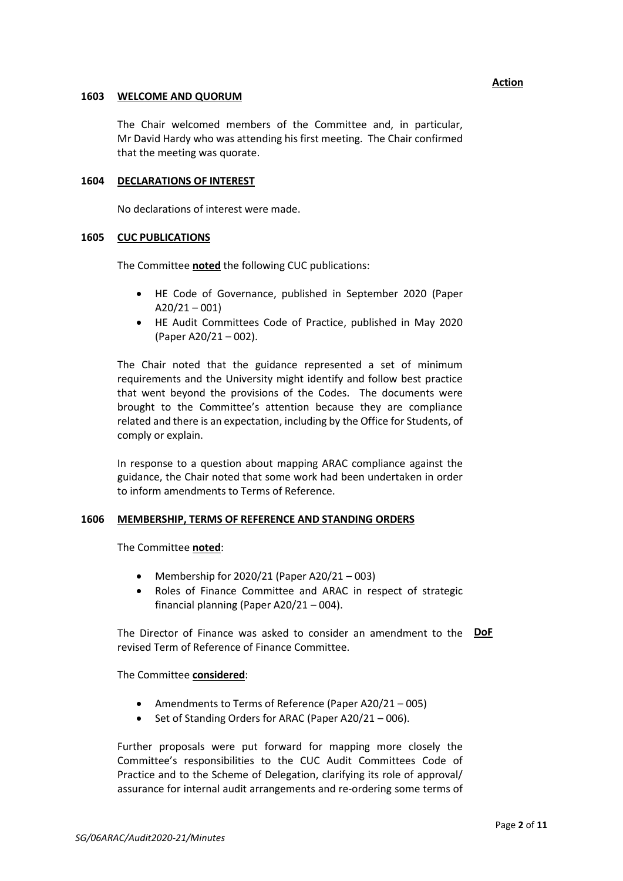**Action**

**1603 WELCOME AND QUORUM**

The Chair welcomed members of the Committee and, in particular, Mr David Hardy who was attending his first meeting. The Chair confirmed that the meeting was quorate.

**1604 DECLARATIONS OF INTEREST**

No declarations of interest were made.

**1605 CUC PUBLICATIONS**

The Committee **noted** the following CUC publications:

- HE Code of Governance, published in September 2020 (Paper A20/21 – 001)
- HE Audit Committees Code of Practice, published in May 2020 (Paper A20/21 – 002).

The Chair noted that the guidance represented a set of minimum requirements and the University might identify and follow best practice that went beyond the provisions of the Codes. The documents were brought to the Committee's attention because they are compliance related and there is an expectation, including by the Office for Students, of comply or explain.

In response to a question about mapping ARAC compliance against the guidance, the Chair noted that some work had been undertaken in order to inform amendments to Terms of Reference.

**1606 MEMBERSHIP, TERMS OF REFERENCE AND STANDING ORDERS**

The Committee **noted**:

- Membership for 2020/21 (Paper A20/21 – 003)
- Roles of Finance Committee and ARAC in respect of strategic financial planning (Paper A20/21 – 004).

The Director of Finance was asked to consider an amendment to the revised Term of Reference of Finance Committee. **DoF**

The Committee **considered**:

- Amendments to Terms of Reference (Paper A20/21 – 005)
- Set of Standing Orders for ARAC (Paper A20/21 – 006).

Further proposals were put forward for mapping more closely the Committee's responsibilities to the CUC Audit Committees Code of Practice and to the Scheme of Delegation, clarifying its role of approval/ assurance for internal audit arrangements and re-ordering some terms of

*SG/06ARAC/Audit2020-21/Minutes*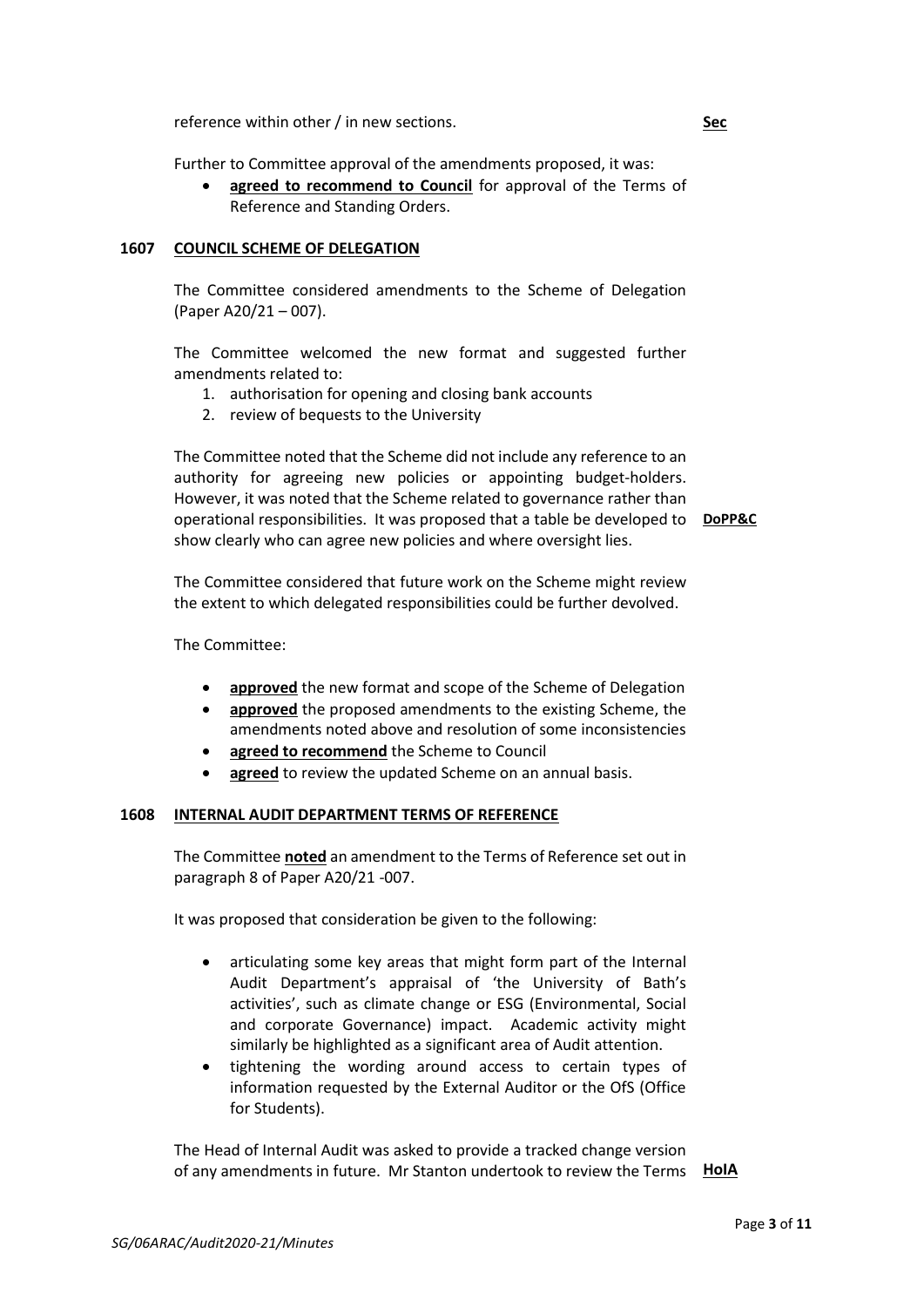reference within other / in new sections. **Sec**

Further to Committee approval of the amendments proposed, it was:

- **agreed to recommend to Council** for approval of the Terms of Reference and Standing Orders.

## 1607 COUNCIL SCHEME OF DELEGATION

The Committee considered amendments to the Scheme of Delegation (Paper A20/21 – 007).

The Committee welcomed the new format and suggested further amendments related to:

1. authorisation for opening and closing bank accounts
2. review of bequests to the University

The Committee noted that the Scheme did not include any reference to an authority for agreeing new policies or appointing budget-holders. However, it was noted that the Scheme related to governance rather than operational responsibilities. It was proposed that a table be developed to show clearly who can agree new policies and where oversight lies. **DoPP&C**

The Committee considered that future work on the Scheme might review the extent to which delegated responsibilities could be further devolved.

The Committee:

- **approved** the new format and scope of the Scheme of Delegation
- **approved** the proposed amendments to the existing Scheme, the amendments noted above and resolution of some inconsistencies
- **agreed to recommend** the Scheme to Council
- **agreed** to review the updated Scheme on an annual basis.

## 1608 INTERNAL AUDIT DEPARTMENT TERMS OF REFERENCE

The Committee **noted** an amendment to the Terms of Reference set out in paragraph 8 of Paper A20/21 -007.

It was proposed that consideration be given to the following:

- articulating some key areas that might form part of the Internal Audit Department's appraisal of 'the University of Bath's activities', such as climate change or ESG (Environmental, Social and corporate Governance) impact. Academic activity might similarly be highlighted as a significant area of Audit attention.
- tightening the wording around access to certain types of information requested by the External Auditor or the OfS (Office for Students).

The Head of Internal Audit was asked to provide a tracked change version of any amendments in future. Mr Stanton undertook to review the Terms **HoIA**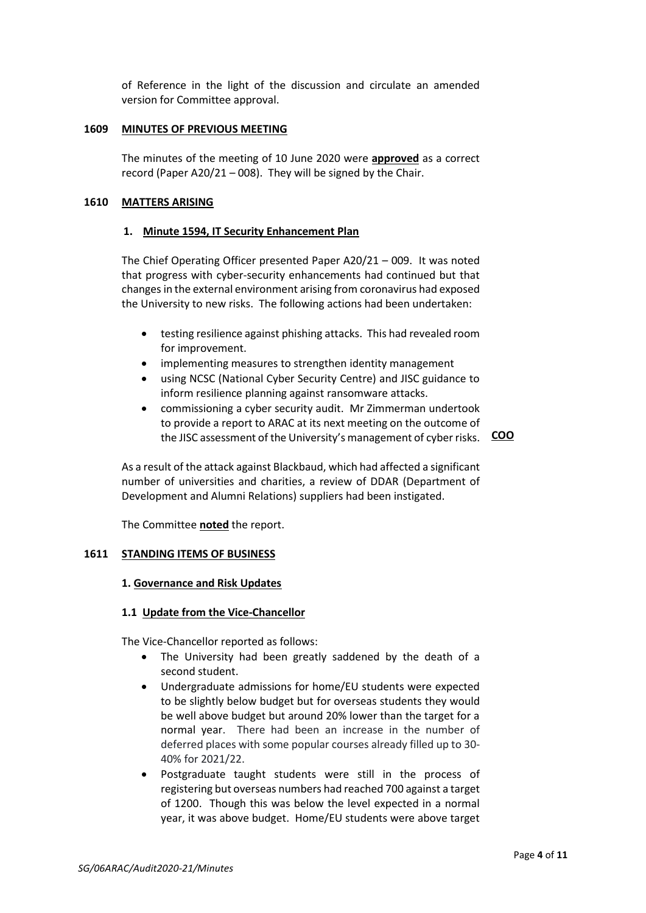of Reference in the light of the discussion and circulate an amended version for Committee approval.

**1609 MINUTES OF PREVIOUS MEETING**

The minutes of the meeting of 10 June 2020 were **approved** as a correct record (Paper A20/21 – 008). They will be signed by the Chair.

**1610 MATTERS ARISING**

**1. Minute 1594, IT Security Enhancement Plan**

The Chief Operating Officer presented Paper A20/21 – 009. It was noted that progress with cyber-security enhancements had continued but that changes in the external environment arising from coronavirus had exposed the University to new risks. The following actions had been undertaken:

- testing resilience against phishing attacks. This had revealed room for improvement.
- implementing measures to strengthen identity management
- using NCSC (National Cyber Security Centre) and JISC guidance to inform resilience planning against ransomware attacks.
- commissioning a cyber security audit. Mr Zimmerman undertook to provide a report to ARAC at its next meeting on the outcome of the JISC assessment of the University's management of cyber risks. **COO**

As a result of the attack against Blackbaud, which had affected a significant number of universities and charities, a review of DDAR (Department of Development and Alumni Relations) suppliers had been instigated.

The Committee **noted** the report.

**1611 STANDING ITEMS OF BUSINESS**

**1. Governance and Risk Updates**

**1.1 Update from the Vice-Chancellor**

The Vice-Chancellor reported as follows:

- The University had been greatly saddened by the death of a second student.
- Undergraduate admissions for home/EU students were expected to be slightly below budget but for overseas students they would be well above budget but around 20% lower than the target for a normal year. There had been an increase in the number of deferred places with some popular courses already filled up to 30-40% for 2021/22.
- Postgraduate taught students were still in the process of registering but overseas numbers had reached 700 against a target of 1200. Though this was below the level expected in a normal year, it was above budget. Home/EU students were above target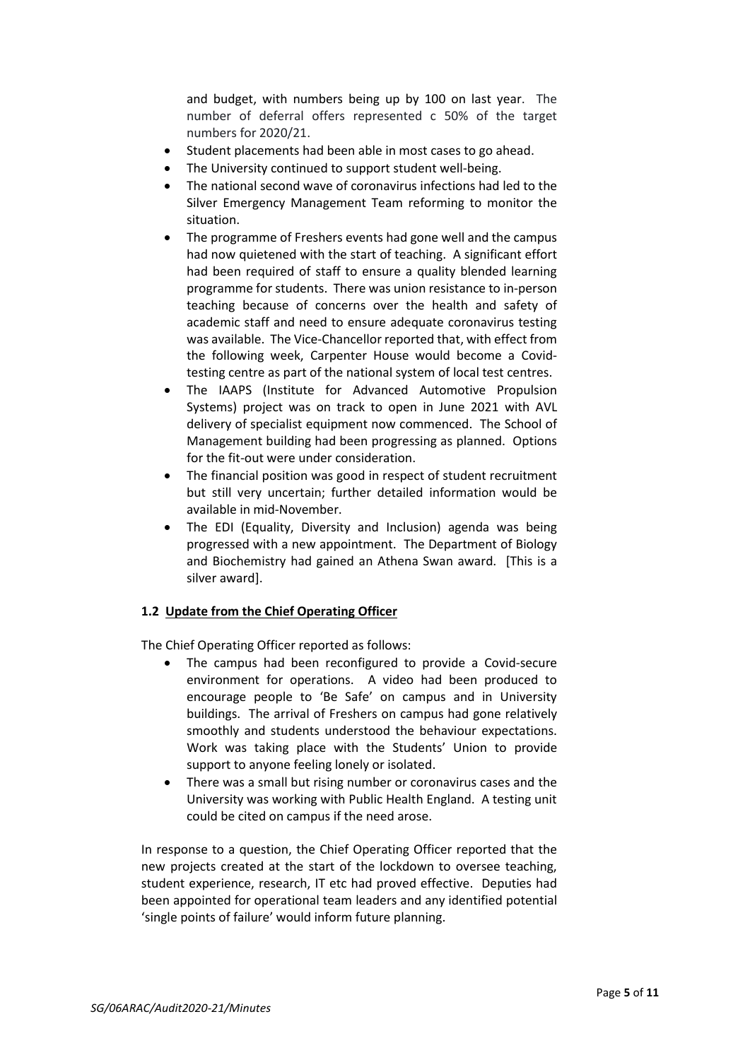and budget, with numbers being up by 100 on last year. The number of deferral offers represented c 50% of the target numbers for 2020/21.

- Student placements had been able in most cases to go ahead.
- The University continued to support student well-being.
- The national second wave of coronavirus infections had led to the Silver Emergency Management Team reforming to monitor the situation.
- The programme of Freshers events had gone well and the campus had now quietened with the start of teaching. A significant effort had been required of staff to ensure a quality blended learning programme for students. There was union resistance to in-person teaching because of concerns over the health and safety of academic staff and need to ensure adequate coronavirus testing was available. The Vice-Chancellor reported that, with effect from the following week, Carpenter House would become a Covid-testing centre as part of the national system of local test centres.
- The IAAPS (Institute for Advanced Automotive Propulsion Systems) project was on track to open in June 2021 with AVL delivery of specialist equipment now commenced. The School of Management building had been progressing as planned. Options for the fit-out were under consideration.
- The financial position was good in respect of student recruitment but still very uncertain; further detailed information would be available in mid-November.
- The EDI (Equality, Diversity and Inclusion) agenda was being progressed with a new appointment. The Department of Biology and Biochemistry had gained an Athena Swan award. [This is a silver award].

### 1.2 Update from the Chief Operating Officer

The Chief Operating Officer reported as follows:

- The campus had been reconfigured to provide a Covid-secure environment for operations. A video had been produced to encourage people to 'Be Safe' on campus and in University buildings. The arrival of Freshers on campus had gone relatively smoothly and students understood the behaviour expectations. Work was taking place with the Students' Union to provide support to anyone feeling lonely or isolated.
- There was a small but rising number or coronavirus cases and the University was working with Public Health England. A testing unit could be cited on campus if the need arose.

In response to a question, the Chief Operating Officer reported that the new projects created at the start of the lockdown to oversee teaching, student experience, research, IT etc had proved effective. Deputies had been appointed for operational team leaders and any identified potential 'single points of failure' would inform future planning.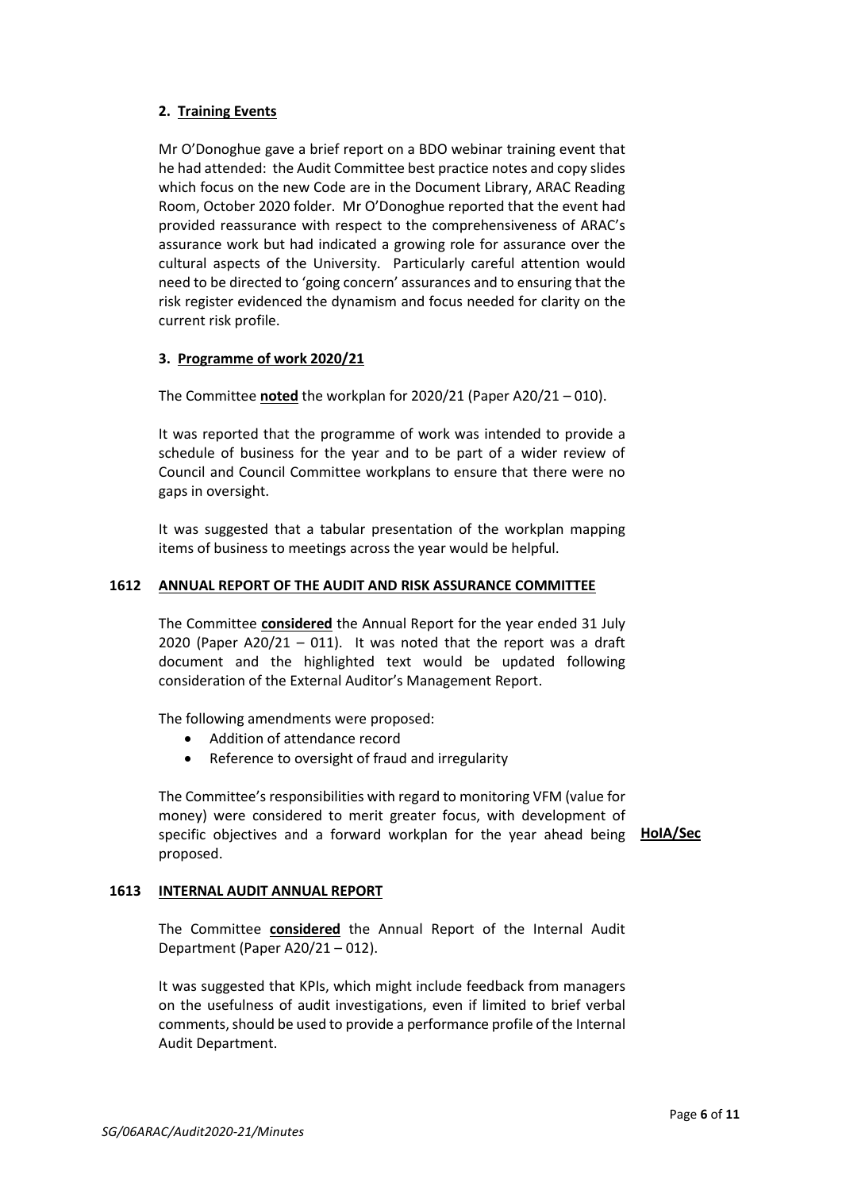**2. Training Events**

Mr O'Donoghue gave a brief report on a BDO webinar training event that he had attended: the Audit Committee best practice notes and copy slides which focus on the new Code are in the Document Library, ARAC Reading Room, October 2020 folder. Mr O'Donoghue reported that the event had provided reassurance with respect to the comprehensiveness of ARAC's assurance work but had indicated a growing role for assurance over the cultural aspects of the University. Particularly careful attention would need to be directed to 'going concern' assurances and to ensuring that the risk register evidenced the dynamism and focus needed for clarity on the current risk profile.

**3. Programme of work 2020/21**

The Committee **noted** the workplan for 2020/21 (Paper A20/21 – 010).

It was reported that the programme of work was intended to provide a schedule of business for the year and to be part of a wider review of Council and Council Committee workplans to ensure that there were no gaps in oversight.

It was suggested that a tabular presentation of the workplan mapping items of business to meetings across the year would be helpful.

**1612 ANNUAL REPORT OF THE AUDIT AND RISK ASSURANCE COMMITTEE**

The Committee **considered** the Annual Report for the year ended 31 July 2020 (Paper A20/21 – 011). It was noted that the report was a draft document and the highlighted text would be updated following consideration of the External Auditor's Management Report.

The following amendments were proposed:

- Addition of attendance record
- Reference to oversight of fraud and irregularity

The Committee's responsibilities with regard to monitoring VFM (value for money) were considered to merit greater focus, with development of specific objectives and a forward workplan for the year ahead being proposed. **HoIA/Sec**

**1613 INTERNAL AUDIT ANNUAL REPORT**

The Committee **considered** the Annual Report of the Internal Audit Department (Paper A20/21 – 012).

It was suggested that KPIs, which might include feedback from managers on the usefulness of audit investigations, even if limited to brief verbal comments, should be used to provide a performance profile of the Internal Audit Department.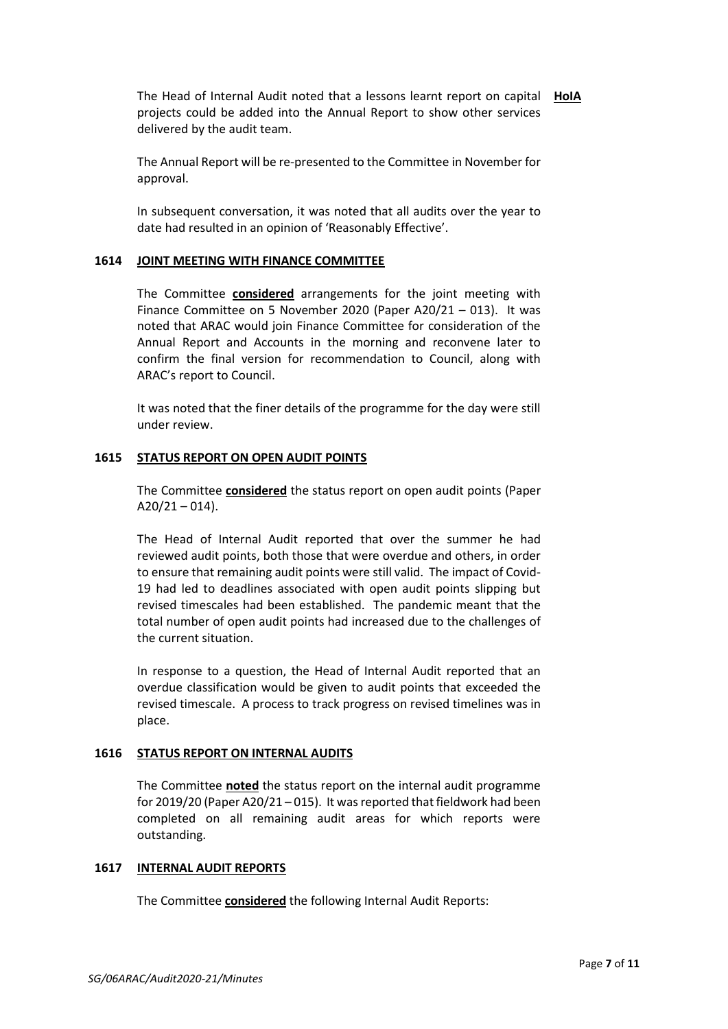The Head of Internal Audit noted that a lessons learnt report on capital projects could be added into the Annual Report to show other services delivered by the audit team. **HoIA**

The Annual Report will be re-presented to the Committee in November for approval.

In subsequent conversation, it was noted that all audits over the year to date had resulted in an opinion of 'Reasonably Effective'.

## 1614 JOINT MEETING WITH FINANCE COMMITTEE

The Committee **considered** arrangements for the joint meeting with Finance Committee on 5 November 2020 (Paper A20/21 – 013). It was noted that ARAC would join Finance Committee for consideration of the Annual Report and Accounts in the morning and reconvene later to confirm the final version for recommendation to Council, along with ARAC's report to Council.

It was noted that the finer details of the programme for the day were still under review.

## 1615 STATUS REPORT ON OPEN AUDIT POINTS

The Committee **considered** the status report on open audit points (Paper A20/21 – 014).

The Head of Internal Audit reported that over the summer he had reviewed audit points, both those that were overdue and others, in order to ensure that remaining audit points were still valid. The impact of Covid-19 had led to deadlines associated with open audit points slipping but revised timescales had been established. The pandemic meant that the total number of open audit points had increased due to the challenges of the current situation.

In response to a question, the Head of Internal Audit reported that an overdue classification would be given to audit points that exceeded the revised timescale. A process to track progress on revised timelines was in place.

## 1616 STATUS REPORT ON INTERNAL AUDITS

The Committee **noted** the status report on the internal audit programme for 2019/20 (Paper A20/21 – 015). It was reported that fieldwork had been completed on all remaining audit areas for which reports were outstanding.

## 1617 INTERNAL AUDIT REPORTS

The Committee **considered** the following Internal Audit Reports:

*SG/06ARAC/Audit2020-21/Minutes*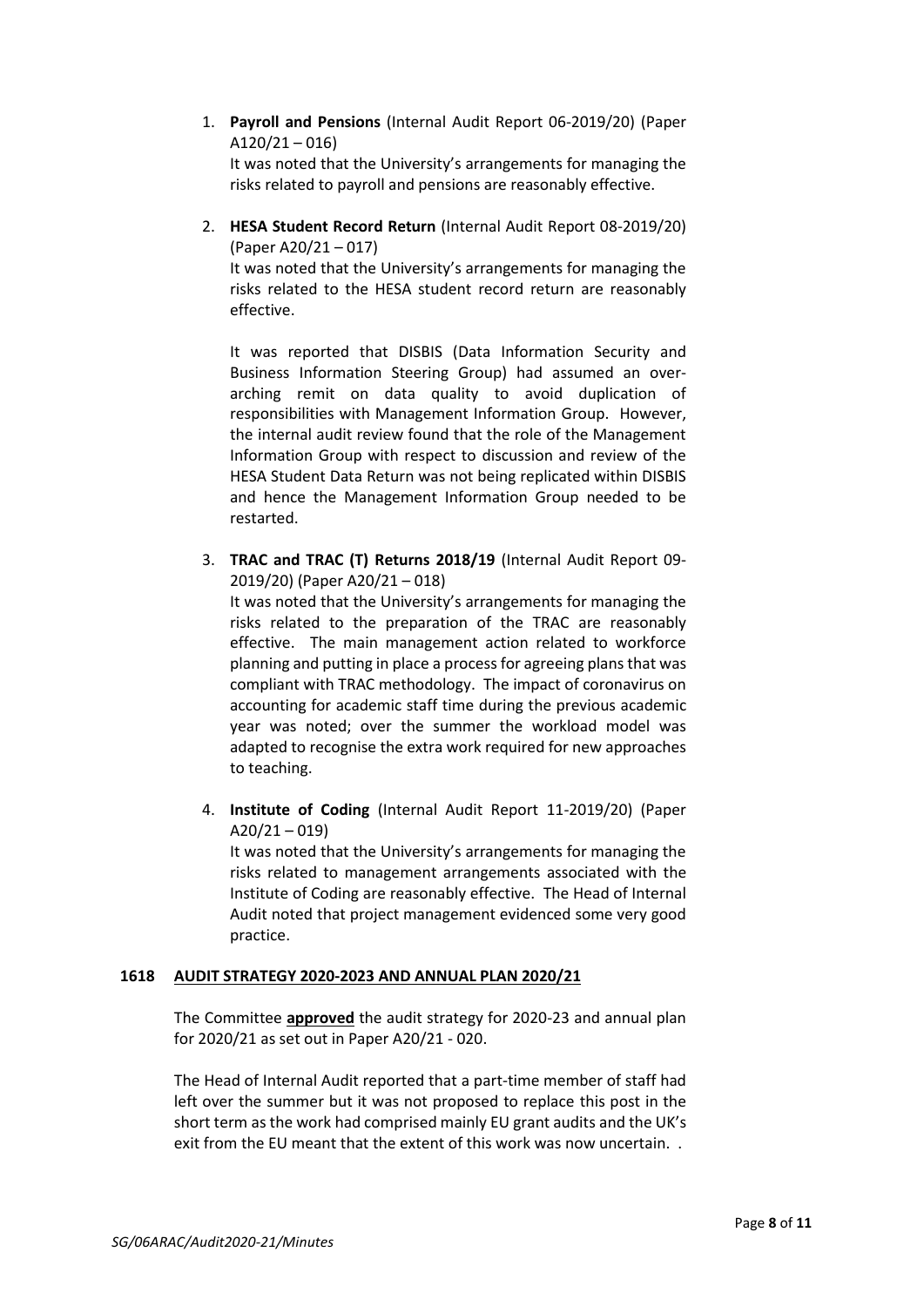1. **Payroll and Pensions** (Internal Audit Report 06-2019/20) (Paper A120/21 – 016)
   It was noted that the University's arrangements for managing the risks related to payroll and pensions are reasonably effective.

2. **HESA Student Record Return** (Internal Audit Report 08-2019/20) (Paper A20/21 – 017)
   It was noted that the University's arrangements for managing the risks related to the HESA student record return are reasonably effective.

   It was reported that DISBIS (Data Information Security and Business Information Steering Group) had assumed an over-arching remit on data quality to avoid duplication of responsibilities with Management Information Group. However, the internal audit review found that the role of the Management Information Group with respect to discussion and review of the HESA Student Data Return was not being replicated within DISBIS and hence the Management Information Group needed to be restarted.

3. **TRAC and TRAC (T) Returns 2018/19** (Internal Audit Report 09-2019/20) (Paper A20/21 – 018)
   It was noted that the University's arrangements for managing the risks related to the preparation of the TRAC are reasonably effective. The main management action related to workforce planning and putting in place a process for agreeing plans that was compliant with TRAC methodology. The impact of coronavirus on accounting for academic staff time during the previous academic year was noted; over the summer the workload model was adapted to recognise the extra work required for new approaches to teaching.

4. **Institute of Coding** (Internal Audit Report 11-2019/20) (Paper A20/21 – 019)
   It was noted that the University's arrangements for managing the risks related to management arrangements associated with the Institute of Coding are reasonably effective. The Head of Internal Audit noted that project management evidenced some very good practice.

**1618 <u>AUDIT STRATEGY 2020-2023 AND ANNUAL PLAN 2020/21</u>**

The Committee **<u>approved</u>** the audit strategy for 2020-23 and annual plan for 2020/21 as set out in Paper A20/21 - 020.

The Head of Internal Audit reported that a part-time member of staff had left over the summer but it was not proposed to replace this post in the short term as the work had comprised mainly EU grant audits and the UK's exit from the EU meant that the extent of this work was now uncertain. .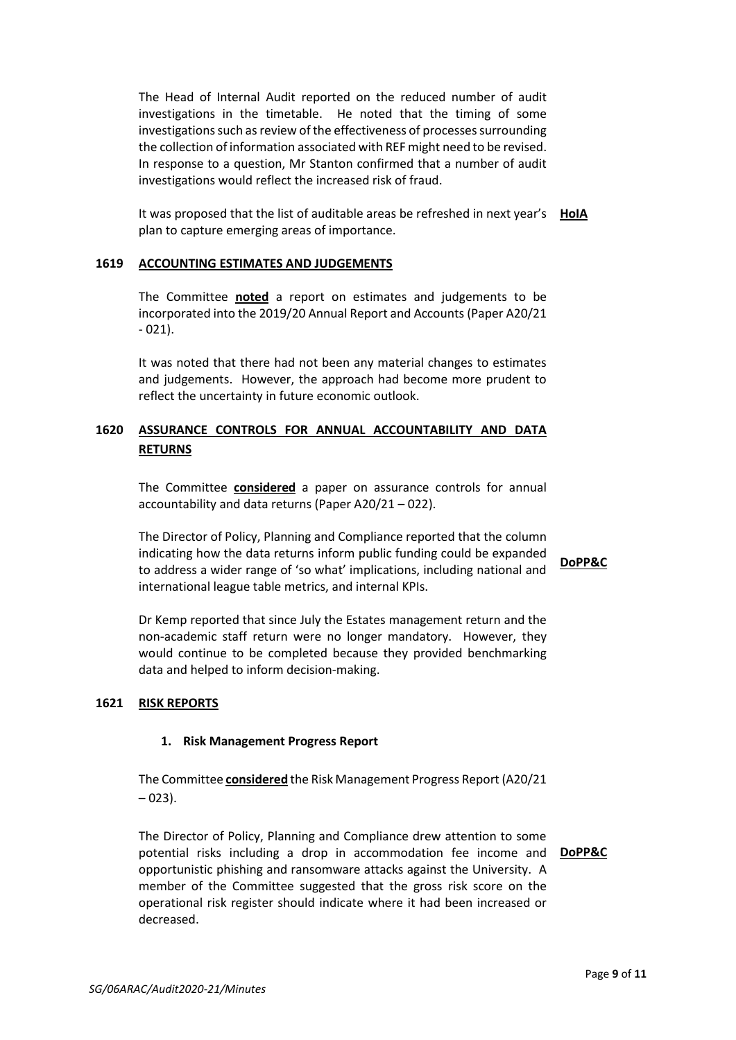The Head of Internal Audit reported on the reduced number of audit investigations in the timetable. He noted that the timing of some investigations such as review of the effectiveness of processes surrounding the collection of information associated with REF might need to be revised. In response to a question, Mr Stanton confirmed that a number of audit investigations would reflect the increased risk of fraud.

It was proposed that the list of auditable areas be refreshed in next year's plan to capture emerging areas of importance. **HoIA**

## 1619 ACCOUNTING ESTIMATES AND JUDGEMENTS

The Committee **noted** a report on estimates and judgements to be incorporated into the 2019/20 Annual Report and Accounts (Paper A20/21 - 021).

It was noted that there had not been any material changes to estimates and judgements. However, the approach had become more prudent to reflect the uncertainty in future economic outlook.

## 1620 ASSURANCE CONTROLS FOR ANNUAL ACCOUNTABILITY AND DATA RETURNS

The Committee **considered** a paper on assurance controls for annual accountability and data returns (Paper A20/21 – 022).

The Director of Policy, Planning and Compliance reported that the column indicating how the data returns inform public funding could be expanded to address a wider range of 'so what' implications, including national and international league table metrics, and internal KPIs. **DoPP&C**

Dr Kemp reported that since July the Estates management return and the non-academic staff return were no longer mandatory. However, they would continue to be completed because they provided benchmarking data and helped to inform decision-making.

## 1621 RISK REPORTS

### 1. Risk Management Progress Report

The Committee **considered** the Risk Management Progress Report (A20/21 – 023).

The Director of Policy, Planning and Compliance drew attention to some potential risks including a drop in accommodation fee income and opportunistic phishing and ransomware attacks against the University. A member of the Committee suggested that the gross risk score on the operational risk register should indicate where it had been increased or decreased. **DoPP&C**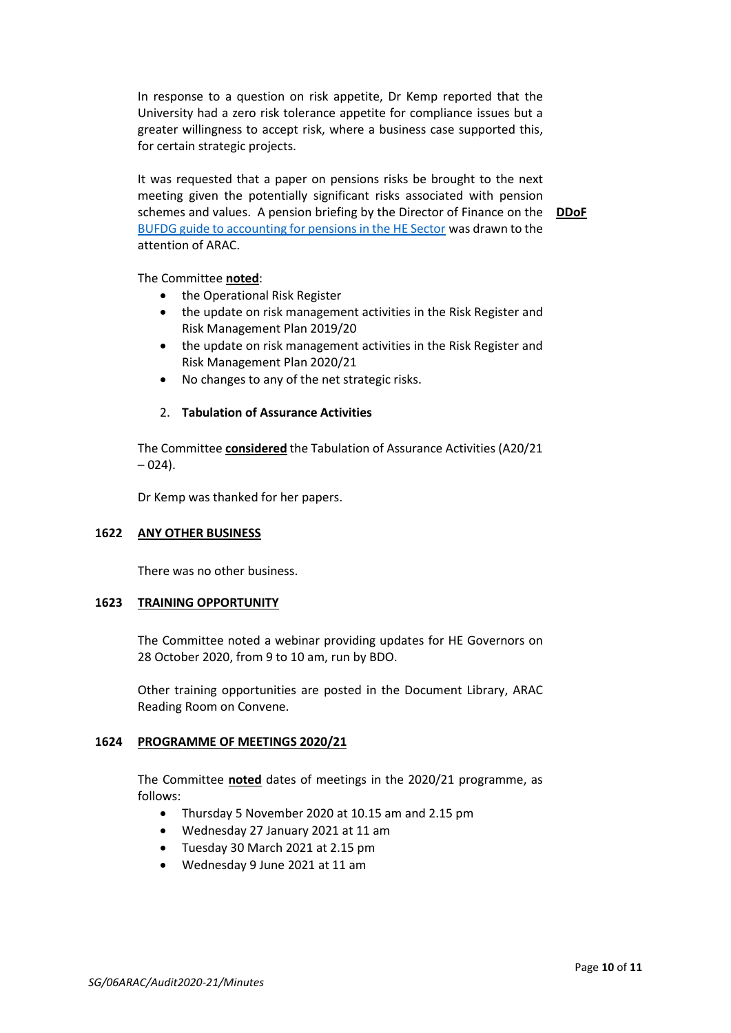In response to a question on risk appetite, Dr Kemp reported that the University had a zero risk tolerance appetite for compliance issues but a greater willingness to accept risk, where a business case supported this, for certain strategic projects.

It was requested that a paper on pensions risks be brought to the next meeting given the potentially significant risks associated with pension schemes and values. A pension briefing by the Director of Finance on the BUFDG guide to accounting for pensions in the HE Sector was drawn to the attention of ARAC. **DDoF**

The Committee **noted**:

- the Operational Risk Register
- the update on risk management activities in the Risk Register and Risk Management Plan 2019/20
- the update on risk management activities in the Risk Register and Risk Management Plan 2020/21
- No changes to any of the net strategic risks.

2. **Tabulation of Assurance Activities**

The Committee **considered** the Tabulation of Assurance Activities (A20/21 – 024).

Dr Kemp was thanked for her papers.

## 1622 ANY OTHER BUSINESS

There was no other business.

## 1623 TRAINING OPPORTUNITY

The Committee noted a webinar providing updates for HE Governors on 28 October 2020, from 9 to 10 am, run by BDO.

Other training opportunities are posted in the Document Library, ARAC Reading Room on Convene.

## 1624 PROGRAMME OF MEETINGS 2020/21

The Committee **noted** dates of meetings in the 2020/21 programme, as follows:

- Thursday 5 November 2020 at 10.15 am and 2.15 pm
- Wednesday 27 January 2021 at 11 am
- Tuesday 30 March 2021 at 2.15 pm
- Wednesday 9 June 2021 at 11 am

*SG/06ARAC/Audit2020-21/Minutes*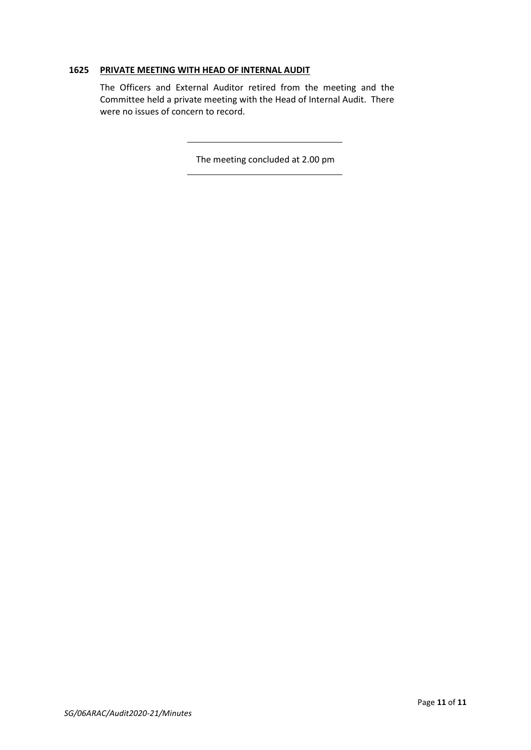**1625 PRIVATE MEETING WITH HEAD OF INTERNAL AUDIT**

The Officers and External Auditor retired from the meeting and the Committee held a private meeting with the Head of Internal Audit. There were no issues of concern to record.

---

The meeting concluded at 2.00 pm

---